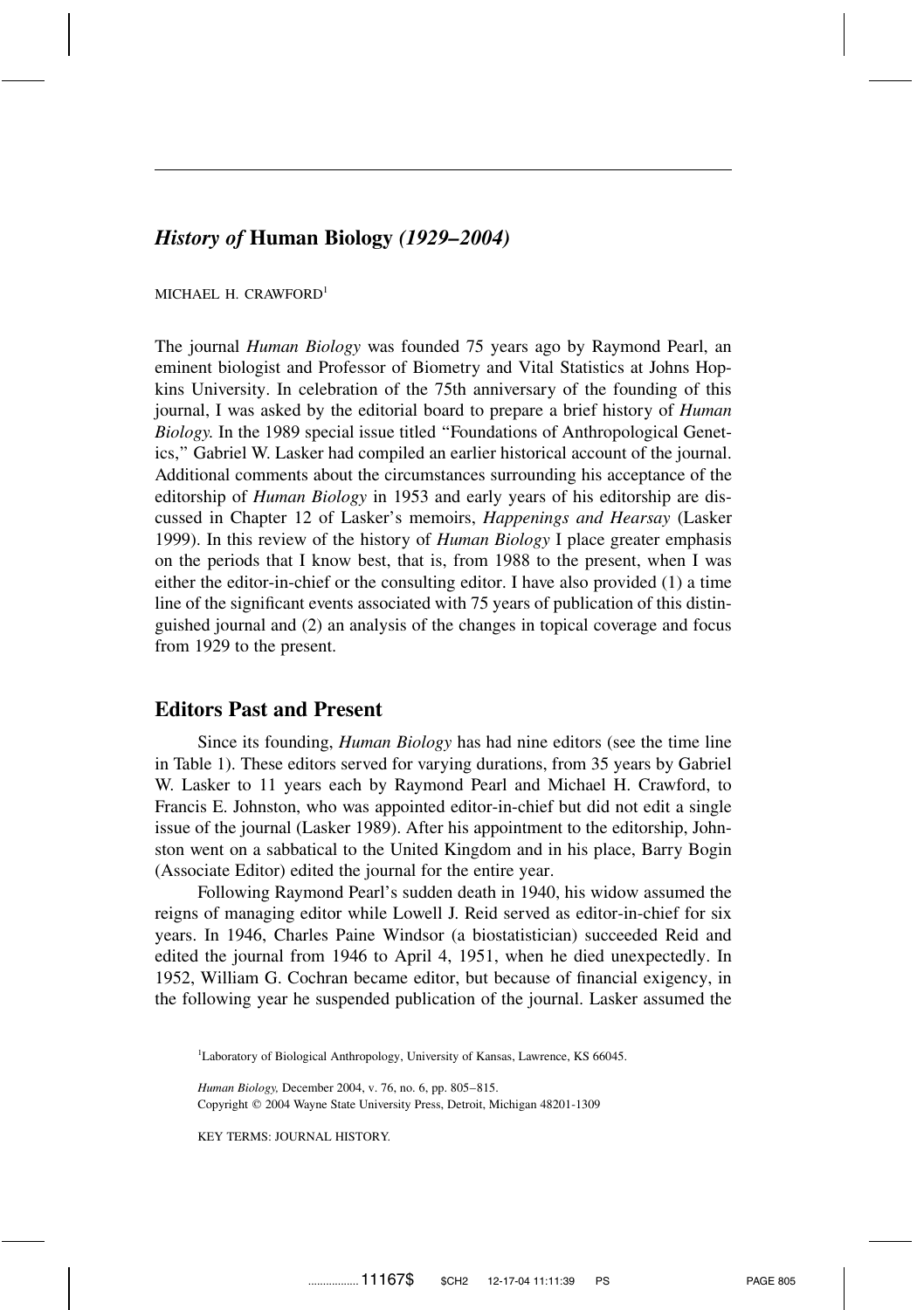# *History of* Human Biology *(1929–2004)*

MICHAEL H. CRAWFORD[1]

The journal *Human Biology* was founded 75 years ago by Raymond Pearl, an eminent biologist and Professor of Biometry and Vital Statistics at Johns Hopkins University. In celebration of the 75th anniversary of the founding of this journal, I was asked by the editorial board to prepare a brief history of *Human Biology.* In the 1989 special issue titled "Foundations of Anthropological Genetics," Gabriel W. Lasker had compiled an earlier historical account of the journal. Additional comments about the circumstances surrounding his acceptance of the editorship of *Human Biology* in 1953 and early years of his editorship are discussed in Chapter 12 of Lasker's memoirs, *Happenings and Hearsay* (Lasker 1999). In this review of the history of *Human Biology* I place greater emphasis on the periods that I know best, that is, from 1988 to the present, when I was either the editor-in-chief or the consulting editor. I have also provided (1) a time line of the significant events associated with 75 years of publication of this distinguished journal and (2) an analysis of the changes in topical coverage and focus from 1929 to the present.

## Editors Past and Present

Since its founding, *Human Biology* has had nine editors (see the time line in Table 1). These editors served for varying durations, from 35 years by Gabriel W. Lasker to 11 years each by Raymond Pearl and Michael H. Crawford, to Francis E. Johnston, who was appointed editor-in-chief but did not edit a single issue of the journal (Lasker 1989). After his appointment to the editorship, Johnston went on a sabbatical to the United Kingdom and in his place, Barry Bogin (Associate Editor) edited the journal for the entire year.

Following Raymond Pearl's sudden death in 1940, his widow assumed the reigns of managing editor while Lowell J. Reid served as editor-in-chief for six years. In 1946, Charles Paine Windsor (a biostatistician) succeeded Reid and edited the journal from 1946 to April 4, 1951, when he died unexpectedly. In 1952, William G. Cochran became editor, but because of financial exigency, in the following year he suspended publication of the journal. Lasker assumed the

[1]Laboratory of Biological Anthropology, University of Kansas, Lawrence, KS 66045.

*Human Biology,* December 2004, v. 76, no. 6, pp. 805–815.
Copyright © 2004 Wayne State University Press, Detroit, Michigan 48201-1309

KEY TERMS: JOURNAL HISTORY.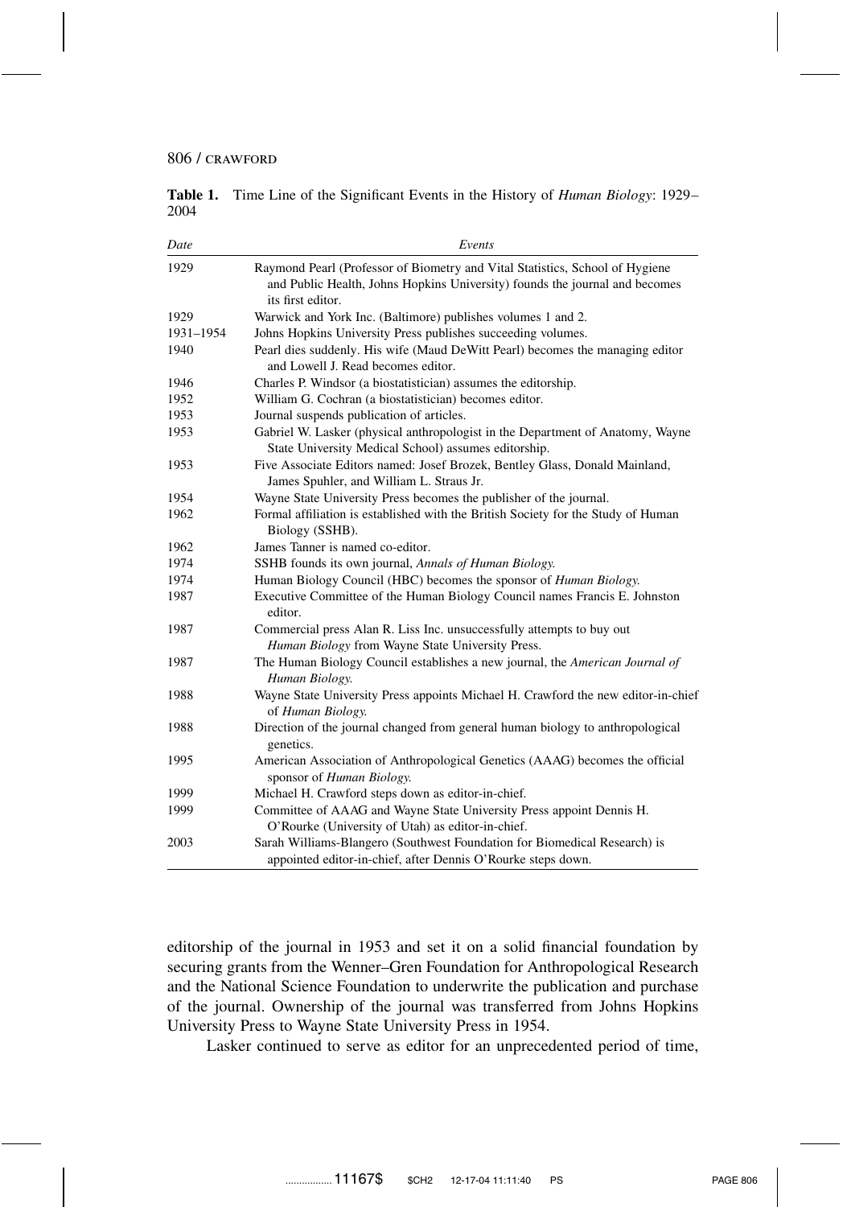**Table 1.** Time Line of the Significant Events in the History of *Human Biology*: 1929–2004

| *Date* | *Events* |
|---|---|
| 1929 | Raymond Pearl (Professor of Biometry and Vital Statistics, School of Hygiene and Public Health, Johns Hopkins University) founds the journal and becomes its first editor. |
| 1929 | Warwick and York Inc. (Baltimore) publishes volumes 1 and 2. |
| 1931–1954 | Johns Hopkins University Press publishes succeeding volumes. |
| 1940 | Pearl dies suddenly. His wife (Maud DeWitt Pearl) becomes the managing editor and Lowell J. Read becomes editor. |
| 1946 | Charles P. Windsor (a biostatistician) assumes the editorship. |
| 1952 | William G. Cochran (a biostatistician) becomes editor. |
| 1953 | Journal suspends publication of articles. |
| 1953 | Gabriel W. Lasker (physical anthropologist in the Department of Anatomy, Wayne State University Medical School) assumes editorship. |
| 1953 | Five Associate Editors named: Josef Brozek, Bentley Glass, Donald Mainland, James Spuhler, and William L. Straus Jr. |
| 1954 | Wayne State University Press becomes the publisher of the journal. |
| 1962 | Formal affiliation is established with the British Society for the Study of Human Biology (SSHB). |
| 1962 | James Tanner is named co-editor. |
| 1974 | SSHB founds its own journal, *Annals of Human Biology.* |
| 1974 | Human Biology Council (HBC) becomes the sponsor of *Human Biology.* |
| 1987 | Executive Committee of the Human Biology Council names Francis E. Johnston editor. |
| 1987 | Commercial press Alan R. Liss Inc. unsuccessfully attempts to buy out *Human Biology* from Wayne State University Press. |
| 1987 | The Human Biology Council establishes a new journal, the *American Journal of Human Biology.* |
| 1988 | Wayne State University Press appoints Michael H. Crawford the new editor-in-chief of *Human Biology.* |
| 1988 | Direction of the journal changed from general human biology to anthropological genetics. |
| 1995 | American Association of Anthropological Genetics (AAAG) becomes the official sponsor of *Human Biology.* |
| 1999 | Michael H. Crawford steps down as editor-in-chief. |
| 1999 | Committee of AAAG and Wayne State University Press appoint Dennis H. O'Rourke (University of Utah) as editor-in-chief. |
| 2003 | Sarah Williams-Blangero (Southwest Foundation for Biomedical Research) is appointed editor-in-chief, after Dennis O'Rourke steps down. |

editorship of the journal in 1953 and set it on a solid financial foundation by securing grants from the Wenner–Gren Foundation for Anthropological Research and the National Science Foundation to underwrite the publication and purchase of the journal. Ownership of the journal was transferred from Johns Hopkins University Press to Wayne State University Press in 1954.

Lasker continued to serve as editor for an unprecedented period of time,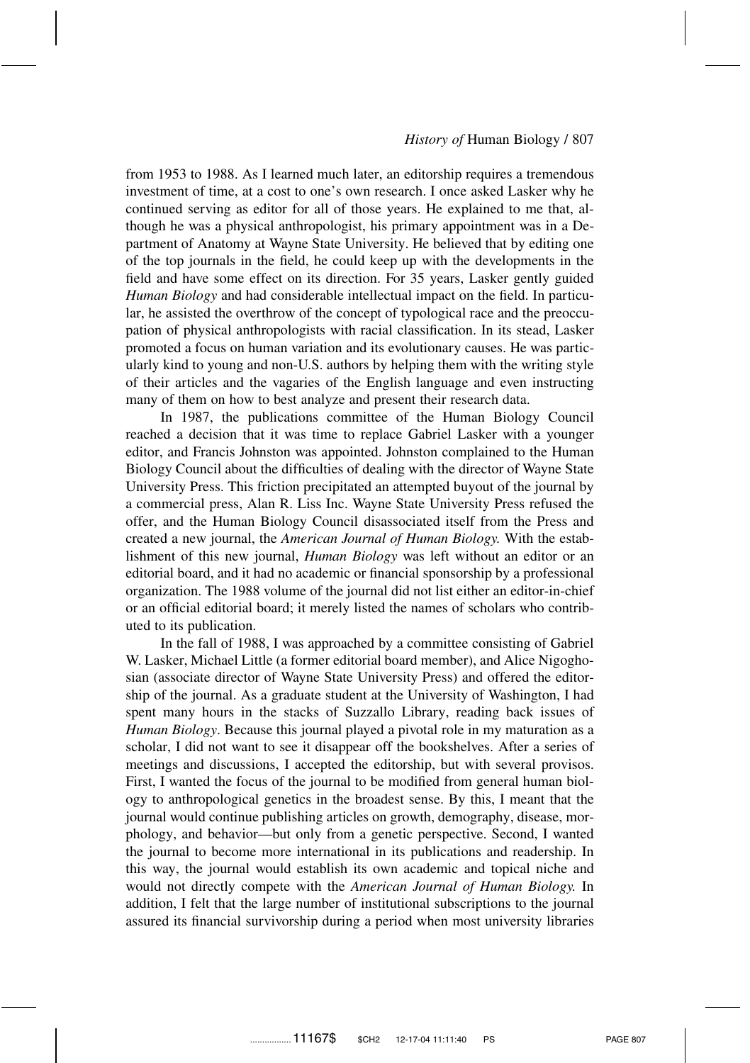from 1953 to 1988. As I learned much later, an editorship requires a tremendous investment of time, at a cost to one's own research. I once asked Lasker why he continued serving as editor for all of those years. He explained to me that, although he was a physical anthropologist, his primary appointment was in a Department of Anatomy at Wayne State University. He believed that by editing one of the top journals in the field, he could keep up with the developments in the field and have some effect on its direction. For 35 years, Lasker gently guided *Human Biology* and had considerable intellectual impact on the field. In particular, he assisted the overthrow of the concept of typological race and the preoccupation of physical anthropologists with racial classification. In its stead, Lasker promoted a focus on human variation and its evolutionary causes. He was particularly kind to young and non-U.S. authors by helping them with the writing style of their articles and the vagaries of the English language and even instructing many of them on how to best analyze and present their research data.

In 1987, the publications committee of the Human Biology Council reached a decision that it was time to replace Gabriel Lasker with a younger editor, and Francis Johnston was appointed. Johnston complained to the Human Biology Council about the difficulties of dealing with the director of Wayne State University Press. This friction precipitated an attempted buyout of the journal by a commercial press, Alan R. Liss Inc. Wayne State University Press refused the offer, and the Human Biology Council disassociated itself from the Press and created a new journal, the *American Journal of Human Biology.* With the establishment of this new journal, *Human Biology* was left without an editor or an editorial board, and it had no academic or financial sponsorship by a professional organization. The 1988 volume of the journal did not list either an editor-in-chief or an official editorial board; it merely listed the names of scholars who contributed to its publication.

In the fall of 1988, I was approached by a committee consisting of Gabriel W. Lasker, Michael Little (a former editorial board member), and Alice Nigoghosian (associate director of Wayne State University Press) and offered the editorship of the journal. As a graduate student at the University of Washington, I had spent many hours in the stacks of Suzzallo Library, reading back issues of *Human Biology*. Because this journal played a pivotal role in my maturation as a scholar, I did not want to see it disappear off the bookshelves. After a series of meetings and discussions, I accepted the editorship, but with several provisos. First, I wanted the focus of the journal to be modified from general human biology to anthropological genetics in the broadest sense. By this, I meant that the journal would continue publishing articles on growth, demography, disease, morphology, and behavior—but only from a genetic perspective. Second, I wanted the journal to become more international in its publications and readership. In this way, the journal would establish its own academic and topical niche and would not directly compete with the *American Journal of Human Biology.* In addition, I felt that the large number of institutional subscriptions to the journal assured its financial survivorship during a period when most university libraries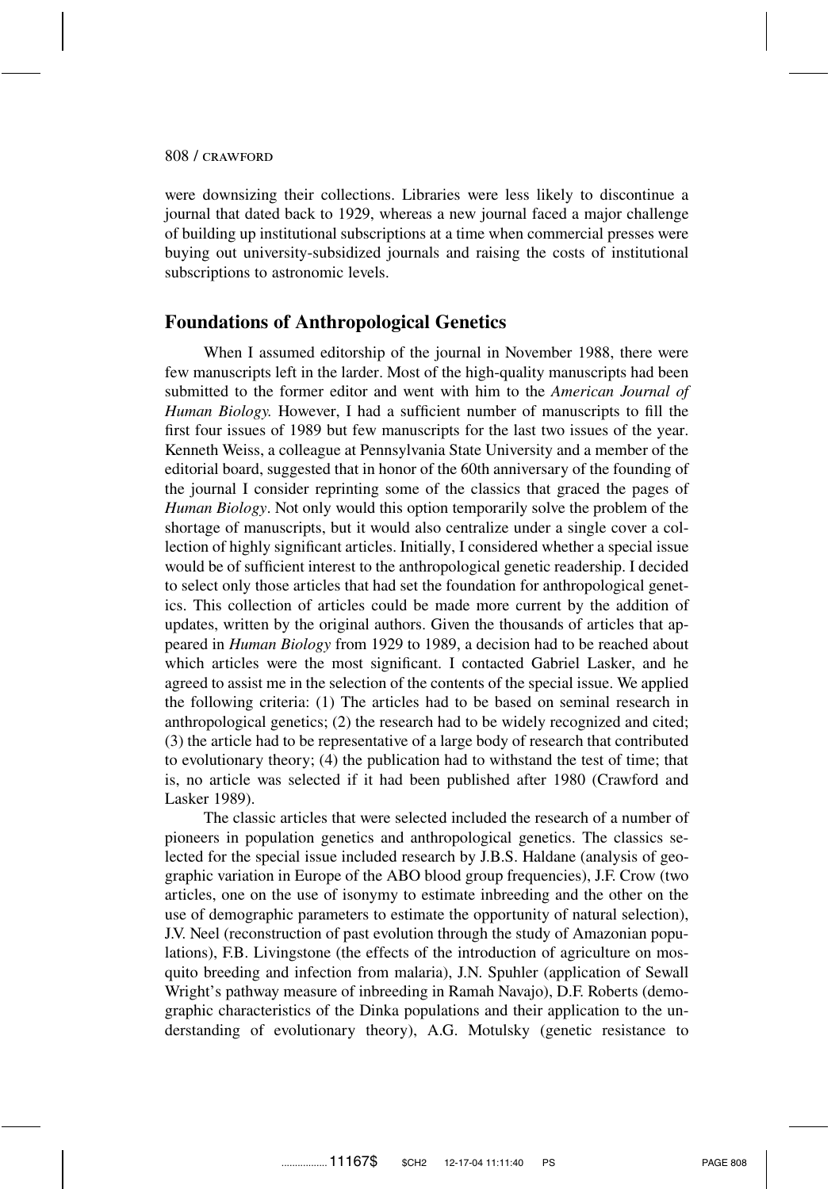were downsizing their collections. Libraries were less likely to discontinue a journal that dated back to 1929, whereas a new journal faced a major challenge of building up institutional subscriptions at a time when commercial presses were buying out university-subsidized journals and raising the costs of institutional subscriptions to astronomic levels.

## Foundations of Anthropological Genetics

When I assumed editorship of the journal in November 1988, there were few manuscripts left in the larder. Most of the high-quality manuscripts had been submitted to the former editor and went with him to the *American Journal of Human Biology.* However, I had a sufficient number of manuscripts to fill the first four issues of 1989 but few manuscripts for the last two issues of the year. Kenneth Weiss, a colleague at Pennsylvania State University and a member of the editorial board, suggested that in honor of the 60th anniversary of the founding of the journal I consider reprinting some of the classics that graced the pages of *Human Biology*. Not only would this option temporarily solve the problem of the shortage of manuscripts, but it would also centralize under a single cover a collection of highly significant articles. Initially, I considered whether a special issue would be of sufficient interest to the anthropological genetic readership. I decided to select only those articles that had set the foundation for anthropological genetics. This collection of articles could be made more current by the addition of updates, written by the original authors. Given the thousands of articles that appeared in *Human Biology* from 1929 to 1989, a decision had to be reached about which articles were the most significant. I contacted Gabriel Lasker, and he agreed to assist me in the selection of the contents of the special issue. We applied the following criteria: (1) The articles had to be based on seminal research in anthropological genetics; (2) the research had to be widely recognized and cited; (3) the article had to be representative of a large body of research that contributed to evolutionary theory; (4) the publication had to withstand the test of time; that is, no article was selected if it had been published after 1980 (Crawford and Lasker 1989).

The classic articles that were selected included the research of a number of pioneers in population genetics and anthropological genetics. The classics selected for the special issue included research by J.B.S. Haldane (analysis of geographic variation in Europe of the ABO blood group frequencies), J.F. Crow (two articles, one on the use of isonymy to estimate inbreeding and the other on the use of demographic parameters to estimate the opportunity of natural selection), J.V. Neel (reconstruction of past evolution through the study of Amazonian populations), F.B. Livingstone (the effects of the introduction of agriculture on mosquito breeding and infection from malaria), J.N. Spuhler (application of Sewall Wright's pathway measure of inbreeding in Ramah Navajo), D.F. Roberts (demographic characteristics of the Dinka populations and their application to the understanding of evolutionary theory), A.G. Motulsky (genetic resistance to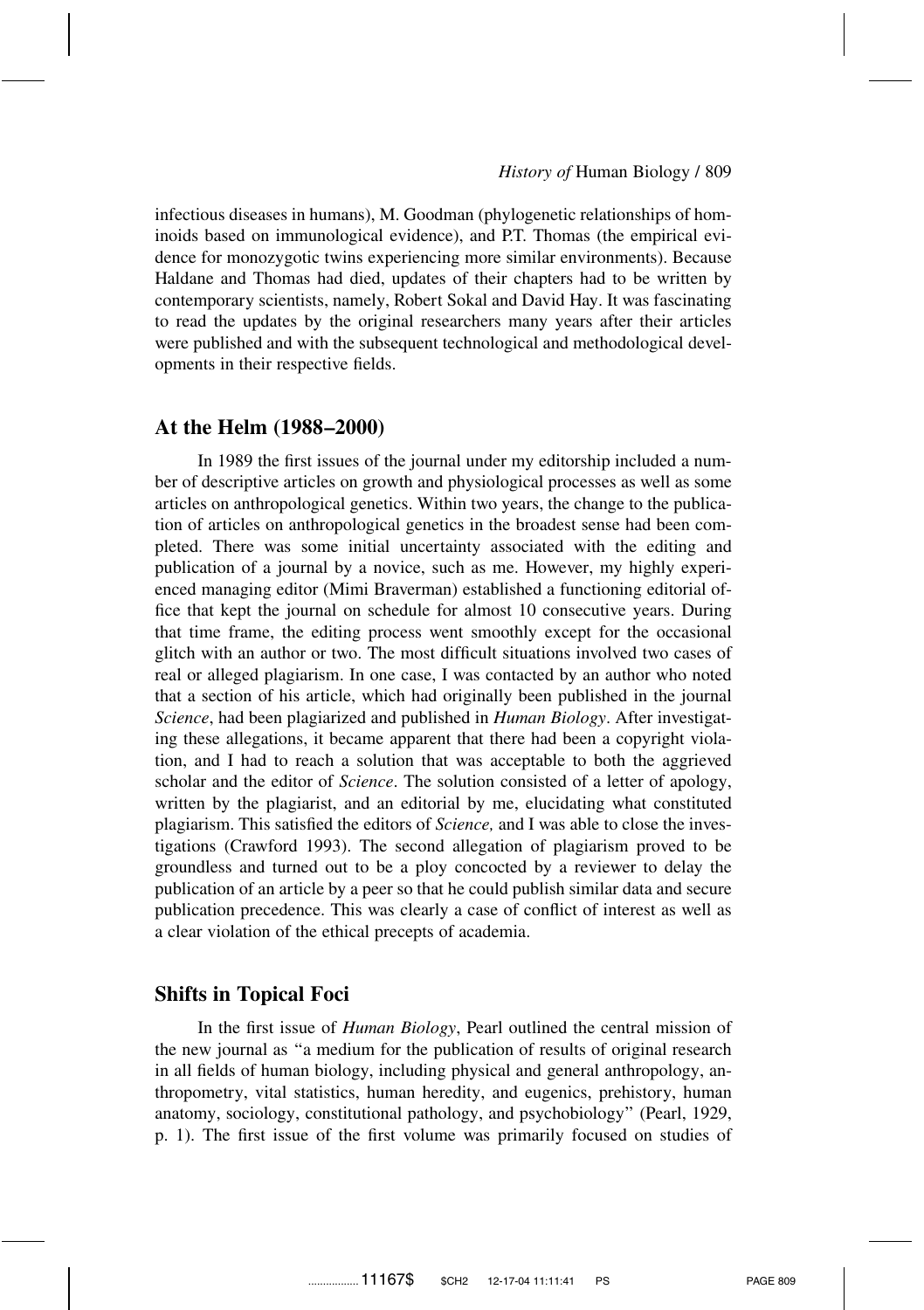infectious diseases in humans), M. Goodman (phylogenetic relationships of hominoids based on immunological evidence), and P.T. Thomas (the empirical evidence for monozygotic twins experiencing more similar environments). Because Haldane and Thomas had died, updates of their chapters had to be written by contemporary scientists, namely, Robert Sokal and David Hay. It was fascinating to read the updates by the original researchers many years after their articles were published and with the subsequent technological and methodological developments in their respective fields.

## At the Helm (1988–2000)

In 1989 the first issues of the journal under my editorship included a number of descriptive articles on growth and physiological processes as well as some articles on anthropological genetics. Within two years, the change to the publication of articles on anthropological genetics in the broadest sense had been completed. There was some initial uncertainty associated with the editing and publication of a journal by a novice, such as me. However, my highly experienced managing editor (Mimi Braverman) established a functioning editorial office that kept the journal on schedule for almost 10 consecutive years. During that time frame, the editing process went smoothly except for the occasional glitch with an author or two. The most difficult situations involved two cases of real or alleged plagiarism. In one case, I was contacted by an author who noted that a section of his article, which had originally been published in the journal *Science*, had been plagiarized and published in *Human Biology*. After investigating these allegations, it became apparent that there had been a copyright violation, and I had to reach a solution that was acceptable to both the aggrieved scholar and the editor of *Science*. The solution consisted of a letter of apology, written by the plagiarist, and an editorial by me, elucidating what constituted plagiarism. This satisfied the editors of *Science,* and I was able to close the investigations (Crawford 1993). The second allegation of plagiarism proved to be groundless and turned out to be a ploy concocted by a reviewer to delay the publication of an article by a peer so that he could publish similar data and secure publication precedence. This was clearly a case of conflict of interest as well as a clear violation of the ethical precepts of academia.

## Shifts in Topical Foci

In the first issue of *Human Biology*, Pearl outlined the central mission of the new journal as "a medium for the publication of results of original research in all fields of human biology, including physical and general anthropology, anthropometry, vital statistics, human heredity, and eugenics, prehistory, human anatomy, sociology, constitutional pathology, and psychobiology" (Pearl, 1929, p. 1). The first issue of the first volume was primarily focused on studies of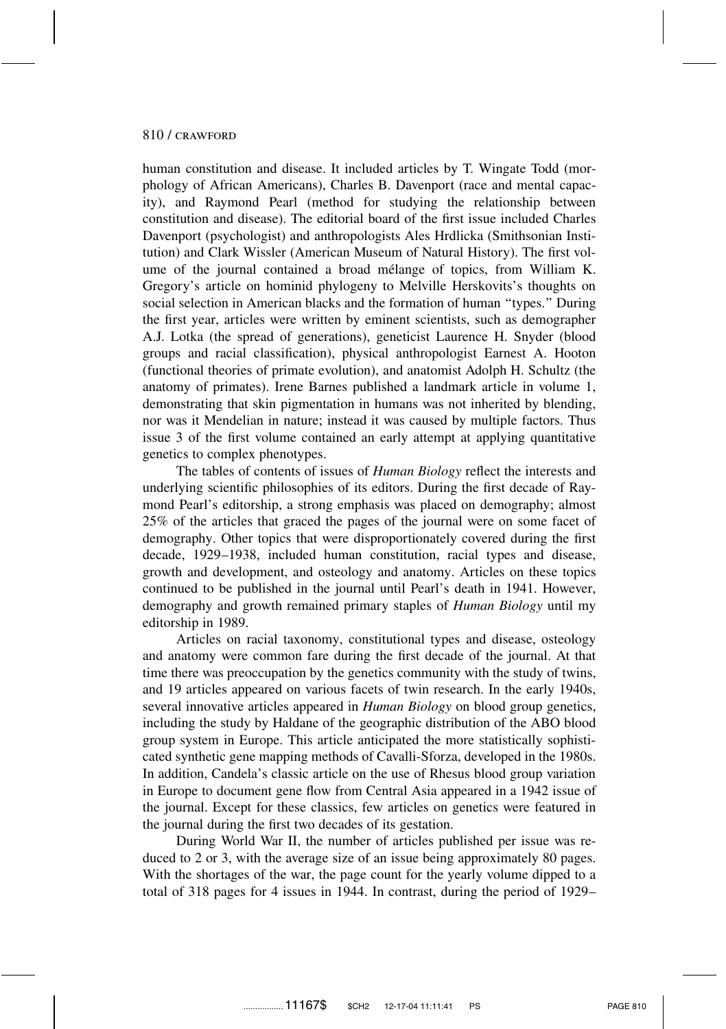human constitution and disease. It included articles by T. Wingate Todd (morphology of African Americans), Charles B. Davenport (race and mental capacity), and Raymond Pearl (method for studying the relationship between constitution and disease). The editorial board of the first issue included Charles Davenport (psychologist) and anthropologists Ales Hrdlicka (Smithsonian Institution) and Clark Wissler (American Museum of Natural History). The first volume of the journal contained a broad mélange of topics, from William K. Gregory's article on hominid phylogeny to Melville Herskovits's thoughts on social selection in American blacks and the formation of human "types." During the first year, articles were written by eminent scientists, such as demographer A.J. Lotka (the spread of generations), geneticist Laurence H. Snyder (blood groups and racial classification), physical anthropologist Earnest A. Hooton (functional theories of primate evolution), and anatomist Adolph H. Schultz (the anatomy of primates). Irene Barnes published a landmark article in volume 1, demonstrating that skin pigmentation in humans was not inherited by blending, nor was it Mendelian in nature; instead it was caused by multiple factors. Thus issue 3 of the first volume contained an early attempt at applying quantitative genetics to complex phenotypes.

The tables of contents of issues of *Human Biology* reflect the interests and underlying scientific philosophies of its editors. During the first decade of Raymond Pearl's editorship, a strong emphasis was placed on demography; almost 25% of the articles that graced the pages of the journal were on some facet of demography. Other topics that were disproportionately covered during the first decade, 1929–1938, included human constitution, racial types and disease, growth and development, and osteology and anatomy. Articles on these topics continued to be published in the journal until Pearl's death in 1941. However, demography and growth remained primary staples of *Human Biology* until my editorship in 1989.

Articles on racial taxonomy, constitutional types and disease, osteology and anatomy were common fare during the first decade of the journal. At that time there was preoccupation by the genetics community with the study of twins, and 19 articles appeared on various facets of twin research. In the early 1940s, several innovative articles appeared in *Human Biology* on blood group genetics, including the study by Haldane of the geographic distribution of the ABO blood group system in Europe. This article anticipated the more statistically sophisticated synthetic gene mapping methods of Cavalli-Sforza, developed in the 1980s. In addition, Candela's classic article on the use of Rhesus blood group variation in Europe to document gene flow from Central Asia appeared in a 1942 issue of the journal. Except for these classics, few articles on genetics were featured in the journal during the first two decades of its gestation.

During World War II, the number of articles published per issue was reduced to 2 or 3, with the average size of an issue being approximately 80 pages. With the shortages of the war, the page count for the yearly volume dipped to a total of 318 pages for 4 issues in 1944. In contrast, during the period of 1929–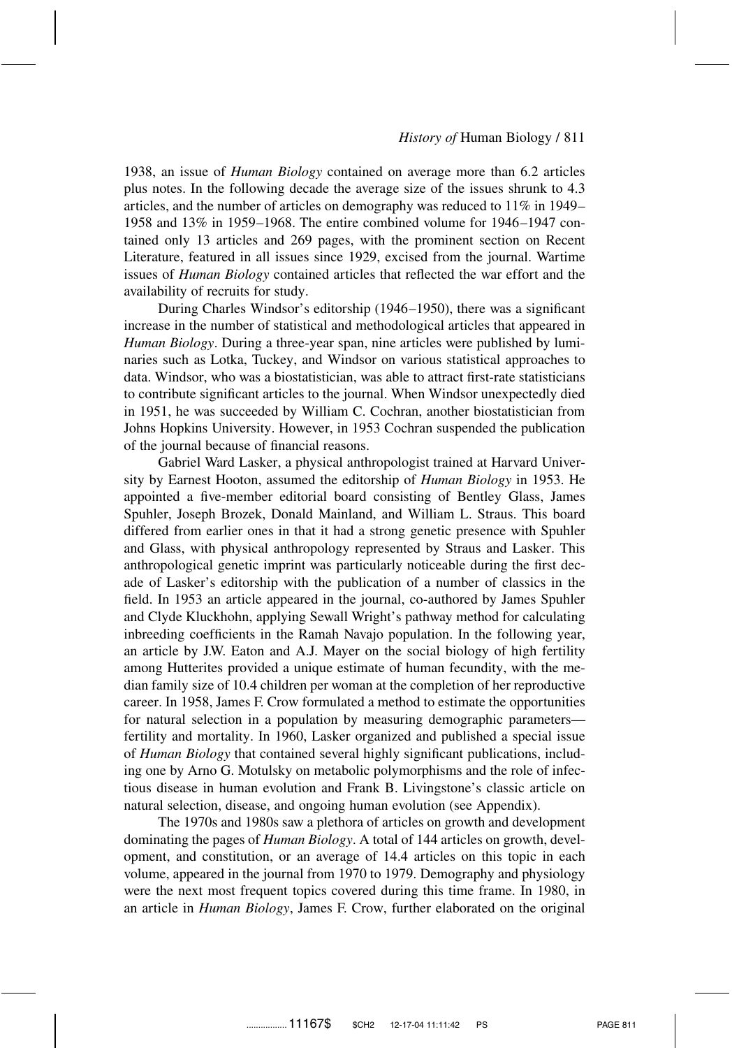1938, an issue of *Human Biology* contained on average more than 6.2 articles plus notes. In the following decade the average size of the issues shrunk to 4.3 articles, and the number of articles on demography was reduced to 11% in 1949–1958 and 13% in 1959–1968. The entire combined volume for 1946–1947 contained only 13 articles and 269 pages, with the prominent section on Recent Literature, featured in all issues since 1929, excised from the journal. Wartime issues of *Human Biology* contained articles that reflected the war effort and the availability of recruits for study.

During Charles Windsor's editorship (1946–1950), there was a significant increase in the number of statistical and methodological articles that appeared in *Human Biology*. During a three-year span, nine articles were published by luminaries such as Lotka, Tuckey, and Windsor on various statistical approaches to data. Windsor, who was a biostatistician, was able to attract first-rate statisticians to contribute significant articles to the journal. When Windsor unexpectedly died in 1951, he was succeeded by William C. Cochran, another biostatistician from Johns Hopkins University. However, in 1953 Cochran suspended the publication of the journal because of financial reasons.

Gabriel Ward Lasker, a physical anthropologist trained at Harvard University by Earnest Hooton, assumed the editorship of *Human Biology* in 1953. He appointed a five-member editorial board consisting of Bentley Glass, James Spuhler, Joseph Brozek, Donald Mainland, and William L. Straus. This board differed from earlier ones in that it had a strong genetic presence with Spuhler and Glass, with physical anthropology represented by Straus and Lasker. This anthropological genetic imprint was particularly noticeable during the first decade of Lasker's editorship with the publication of a number of classics in the field. In 1953 an article appeared in the journal, co-authored by James Spuhler and Clyde Kluckhohn, applying Sewall Wright's pathway method for calculating inbreeding coefficients in the Ramah Navajo population. In the following year, an article by J.W. Eaton and A.J. Mayer on the social biology of high fertility among Hutterites provided a unique estimate of human fecundity, with the median family size of 10.4 children per woman at the completion of her reproductive career. In 1958, James F. Crow formulated a method to estimate the opportunities for natural selection in a population by measuring demographic parameters—fertility and mortality. In 1960, Lasker organized and published a special issue of *Human Biology* that contained several highly significant publications, including one by Arno G. Motulsky on metabolic polymorphisms and the role of infectious disease in human evolution and Frank B. Livingstone's classic article on natural selection, disease, and ongoing human evolution (see Appendix).

The 1970s and 1980s saw a plethora of articles on growth and development dominating the pages of *Human Biology*. A total of 144 articles on growth, development, and constitution, or an average of 14.4 articles on this topic in each volume, appeared in the journal from 1970 to 1979. Demography and physiology were the next most frequent topics covered during this time frame. In 1980, in an article in *Human Biology*, James F. Crow, further elaborated on the original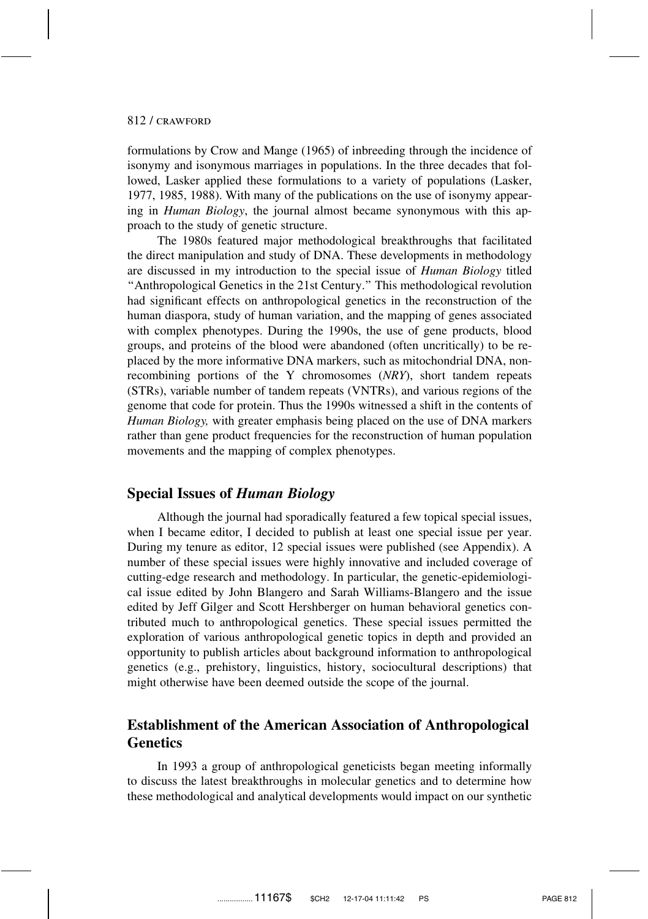formulations by Crow and Mange (1965) of inbreeding through the incidence of isonymy and isonymous marriages in populations. In the three decades that followed, Lasker applied these formulations to a variety of populations (Lasker, 1977, 1985, 1988). With many of the publications on the use of isonymy appearing in *Human Biology*, the journal almost became synonymous with this approach to the study of genetic structure.

The 1980s featured major methodological breakthroughs that facilitated the direct manipulation and study of DNA. These developments in methodology are discussed in my introduction to the special issue of *Human Biology* titled "Anthropological Genetics in the 21st Century." This methodological revolution had significant effects on anthropological genetics in the reconstruction of the human diaspora, study of human variation, and the mapping of genes associated with complex phenotypes. During the 1990s, the use of gene products, blood groups, and proteins of the blood were abandoned (often uncritically) to be replaced by the more informative DNA markers, such as mitochondrial DNA, nonrecombining portions of the Y chromosomes (*NRY*), short tandem repeats (STRs), variable number of tandem repeats (VNTRs), and various regions of the genome that code for protein. Thus the 1990s witnessed a shift in the contents of *Human Biology,* with greater emphasis being placed on the use of DNA markers rather than gene product frequencies for the reconstruction of human population movements and the mapping of complex phenotypes.

## Special Issues of *Human Biology*

Although the journal had sporadically featured a few topical special issues, when I became editor, I decided to publish at least one special issue per year. During my tenure as editor, 12 special issues were published (see Appendix). A number of these special issues were highly innovative and included coverage of cutting-edge research and methodology. In particular, the genetic-epidemiological issue edited by John Blangero and Sarah Williams-Blangero and the issue edited by Jeff Gilger and Scott Hershberger on human behavioral genetics contributed much to anthropological genetics. These special issues permitted the exploration of various anthropological genetic topics in depth and provided an opportunity to publish articles about background information to anthropological genetics (e.g., prehistory, linguistics, history, sociocultural descriptions) that might otherwise have been deemed outside the scope of the journal.

## Establishment of the American Association of Anthropological Genetics

In 1993 a group of anthropological geneticists began meeting informally to discuss the latest breakthroughs in molecular genetics and to determine how these methodological and analytical developments would impact on our synthetic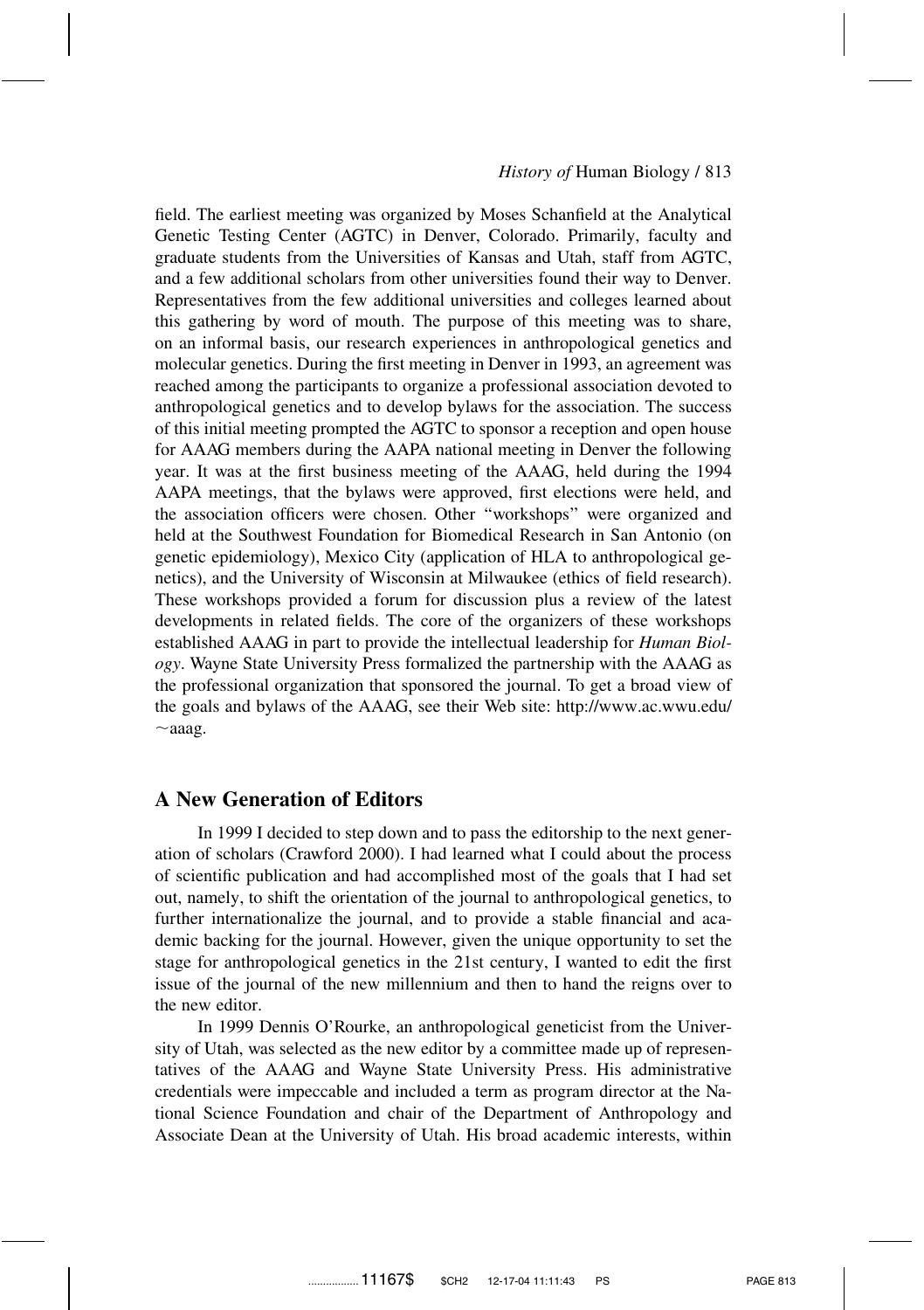field. The earliest meeting was organized by Moses Schanfield at the Analytical Genetic Testing Center (AGTC) in Denver, Colorado. Primarily, faculty and graduate students from the Universities of Kansas and Utah, staff from AGTC, and a few additional scholars from other universities found their way to Denver. Representatives from the few additional universities and colleges learned about this gathering by word of mouth. The purpose of this meeting was to share, on an informal basis, our research experiences in anthropological genetics and molecular genetics. During the first meeting in Denver in 1993, an agreement was reached among the participants to organize a professional association devoted to anthropological genetics and to develop bylaws for the association. The success of this initial meeting prompted the AGTC to sponsor a reception and open house for AAAG members during the AAPA national meeting in Denver the following year. It was at the first business meeting of the AAAG, held during the 1994 AAPA meetings, that the bylaws were approved, first elections were held, and the association officers were chosen. Other "workshops" were organized and held at the Southwest Foundation for Biomedical Research in San Antonio (on genetic epidemiology), Mexico City (application of HLA to anthropological genetics), and the University of Wisconsin at Milwaukee (ethics of field research). These workshops provided a forum for discussion plus a review of the latest developments in related fields. The core of the organizers of these workshops established AAAG in part to provide the intellectual leadership for *Human Biology*. Wayne State University Press formalized the partnership with the AAAG as the professional organization that sponsored the journal. To get a broad view of the goals and bylaws of the AAAG, see their Web site: http://www.ac.wwu.edu/~aaag.

## A New Generation of Editors

In 1999 I decided to step down and to pass the editorship to the next generation of scholars (Crawford 2000). I had learned what I could about the process of scientific publication and had accomplished most of the goals that I had set out, namely, to shift the orientation of the journal to anthropological genetics, to further internationalize the journal, and to provide a stable financial and academic backing for the journal. However, given the unique opportunity to set the stage for anthropological genetics in the 21st century, I wanted to edit the first issue of the journal of the new millennium and then to hand the reigns over to the new editor.

In 1999 Dennis O'Rourke, an anthropological geneticist from the University of Utah, was selected as the new editor by a committee made up of representatives of the AAAG and Wayne State University Press. His administrative credentials were impeccable and included a term as program director at the National Science Foundation and chair of the Department of Anthropology and Associate Dean at the University of Utah. His broad academic interests, within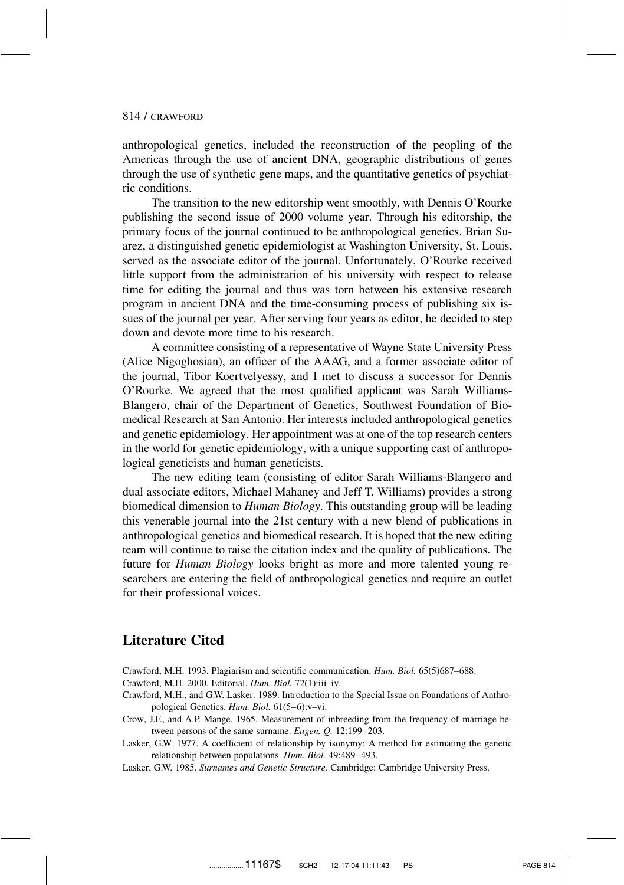anthropological genetics, included the reconstruction of the peopling of the Americas through the use of ancient DNA, geographic distributions of genes through the use of synthetic gene maps, and the quantitative genetics of psychiatric conditions.

The transition to the new editorship went smoothly, with Dennis O'Rourke publishing the second issue of 2000 volume year. Through his editorship, the primary focus of the journal continued to be anthropological genetics. Brian Suarez, a distinguished genetic epidemiologist at Washington University, St. Louis, served as the associate editor of the journal. Unfortunately, O'Rourke received little support from the administration of his university with respect to release time for editing the journal and thus was torn between his extensive research program in ancient DNA and the time-consuming process of publishing six issues of the journal per year. After serving four years as editor, he decided to step down and devote more time to his research.

A committee consisting of a representative of Wayne State University Press (Alice Nigoghosian), an officer of the AAAG, and a former associate editor of the journal, Tibor Koertvelyessy, and I met to discuss a successor for Dennis O'Rourke. We agreed that the most qualified applicant was Sarah Williams-Blangero, chair of the Department of Genetics, Southwest Foundation of Biomedical Research at San Antonio. Her interests included anthropological genetics and genetic epidemiology. Her appointment was at one of the top research centers in the world for genetic epidemiology, with a unique supporting cast of anthropological geneticists and human geneticists.

The new editing team (consisting of editor Sarah Williams-Blangero and dual associate editors, Michael Mahaney and Jeff T. Williams) provides a strong biomedical dimension to *Human Biology*. This outstanding group will be leading this venerable journal into the 21st century with a new blend of publications in anthropological genetics and biomedical research. It is hoped that the new editing team will continue to raise the citation index and the quality of publications. The future for *Human Biology* looks bright as more and more talented young researchers are entering the field of anthropological genetics and require an outlet for their professional voices.

## Literature Cited

Crawford, M.H. 1993. Plagiarism and scientific communication. *Hum. Biol.* 65(5)687–688.

Crawford, M.H. 2000. Editorial. *Hum. Biol.* 72(1):iii–iv.

Crawford, M.H., and G.W. Lasker. 1989. Introduction to the Special Issue on Foundations of Anthropological Genetics. *Hum. Biol.* 61(5–6):v–vi.

Crow, J.F., and A.P. Mange. 1965. Measurement of inbreeding from the frequency of marriage between persons of the same surname. *Eugen. Q.* 12:199–203.

Lasker, G.W. 1977. A coefficient of relationship by isonymy: A method for estimating the genetic relationship between populations. *Hum. Biol.* 49:489–493.

Lasker, G.W. 1985. *Surnames and Genetic Structure.* Cambridge: Cambridge University Press.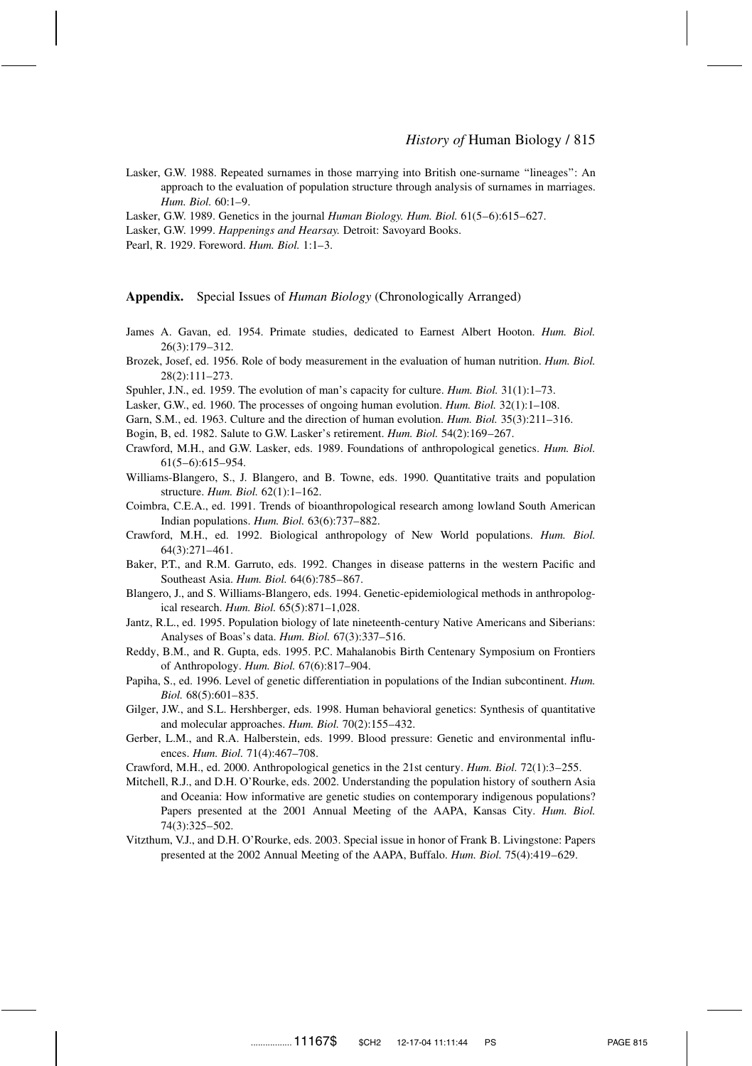Lasker, G.W. 1988. Repeated surnames in those marrying into British one-surname "lineages": An approach to the evaluation of population structure through analysis of surnames in marriages. *Hum. Biol.* 60:1–9.

Lasker, G.W. 1989. Genetics in the journal *Human Biology. Hum. Biol.* 61(5–6):615–627.

Lasker, G.W. 1999. *Happenings and Hearsay.* Detroit: Savoyard Books.

Pearl, R. 1929. Foreword. *Hum. Biol.* 1:1–3.

**Appendix.** Special Issues of *Human Biology* (Chronologically Arranged)

James A. Gavan, ed. 1954. Primate studies, dedicated to Earnest Albert Hooton. *Hum. Biol.* 26(3):179–312.

Brozek, Josef, ed. 1956. Role of body measurement in the evaluation of human nutrition. *Hum. Biol.* 28(2):111–273.

Spuhler, J.N., ed. 1959. The evolution of man's capacity for culture. *Hum. Biol.* 31(1):1–73.

Lasker, G.W., ed. 1960. The processes of ongoing human evolution. *Hum. Biol.* 32(1):1–108.

Garn, S.M., ed. 1963. Culture and the direction of human evolution. *Hum. Biol.* 35(3):211–316.

Bogin, B, ed. 1982. Salute to G.W. Lasker's retirement. *Hum. Biol.* 54(2):169–267.

Crawford, M.H., and G.W. Lasker, eds. 1989. Foundations of anthropological genetics. *Hum. Biol.* 61(5–6):615–954.

Williams-Blangero, S., J. Blangero, and B. Towne, eds. 1990. Quantitative traits and population structure. *Hum. Biol.* 62(1):1–162.

Coimbra, C.E.A., ed. 1991. Trends of bioanthropological research among lowland South American Indian populations. *Hum. Biol.* 63(6):737–882.

Crawford, M.H., ed. 1992. Biological anthropology of New World populations. *Hum. Biol.* 64(3):271–461.

Baker, P.T., and R.M. Garruto, eds. 1992. Changes in disease patterns in the western Pacific and Southeast Asia. *Hum. Biol.* 64(6):785–867.

Blangero, J., and S. Williams-Blangero, eds. 1994. Genetic-epidemiological methods in anthropological research. *Hum. Biol.* 65(5):871–1,028.

Jantz, R.L., ed. 1995. Population biology of late nineteenth-century Native Americans and Siberians: Analyses of Boas's data. *Hum. Biol.* 67(3):337–516.

Reddy, B.M., and R. Gupta, eds. 1995. P.C. Mahalanobis Birth Centenary Symposium on Frontiers of Anthropology. *Hum. Biol.* 67(6):817–904.

Papiha, S., ed. 1996. Level of genetic differentiation in populations of the Indian subcontinent. *Hum. Biol.* 68(5):601–835.

Gilger, J.W., and S.L. Hershberger, eds. 1998. Human behavioral genetics: Synthesis of quantitative and molecular approaches. *Hum. Biol.* 70(2):155–432.

Gerber, L.M., and R.A. Halberstein, eds. 1999. Blood pressure: Genetic and environmental influences. *Hum. Biol.* 71(4):467–708.

Crawford, M.H., ed. 2000. Anthropological genetics in the 21st century. *Hum. Biol.* 72(1):3–255.

Mitchell, R.J., and D.H. O'Rourke, eds. 2002. Understanding the population history of southern Asia and Oceania: How informative are genetic studies on contemporary indigenous populations? Papers presented at the 2001 Annual Meeting of the AAPA, Kansas City. *Hum. Biol.* 74(3):325–502.

Vitzthum, V.J., and D.H. O'Rourke, eds. 2003. Special issue in honor of Frank B. Livingstone: Papers presented at the 2002 Annual Meeting of the AAPA, Buffalo. *Hum. Biol.* 75(4):419–629.